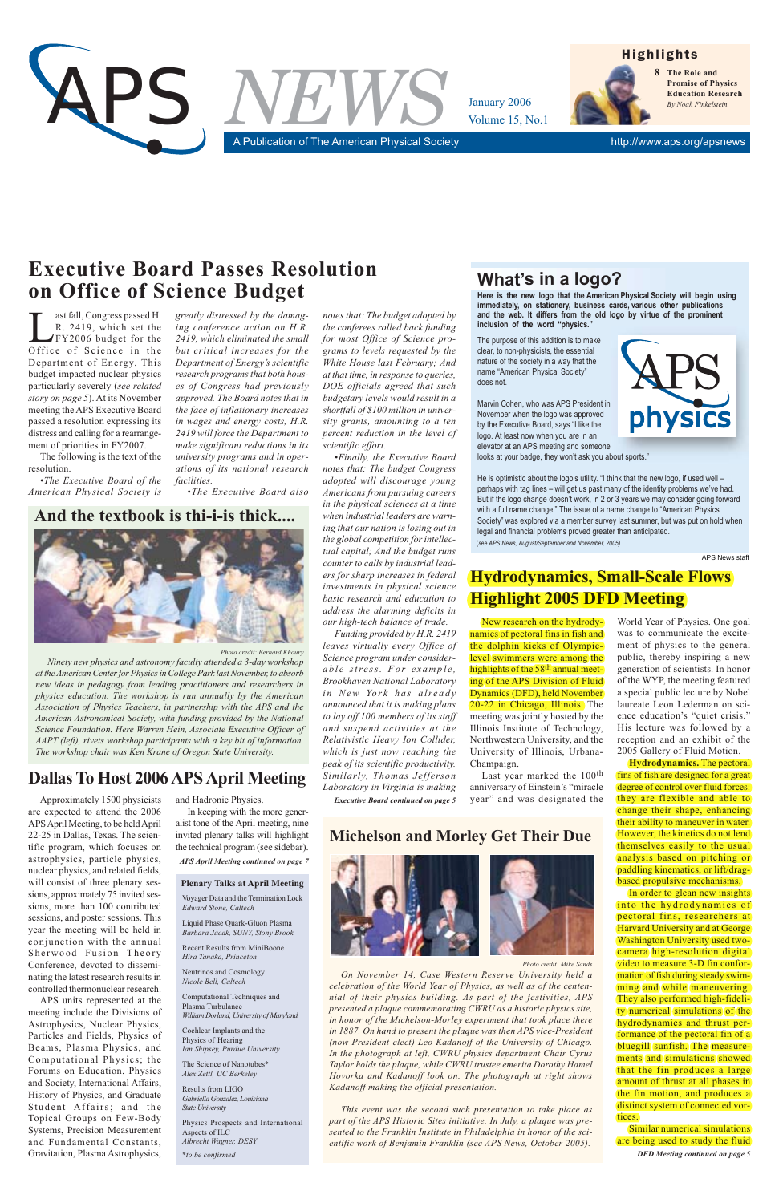# APS NEWS

January 2006
Volume 15, No.1

A Publication of The American Physical Society

http://www.aps.org/apsnews

**Highlights**

**8 The Role and Promise of Physics Education Research**
*By Noah Finkelstein*

## Executive Board Passes Resolution on Office of Science Budget

Last fall, Congress passed H. R. 2419, which set the FY2006 budget for the Office of Science in the Department of Energy. This budget impacted nuclear physics particularly severely (*see related story on page 5*). At its November meeting the APS Executive Board passed a resolution expressing its distress and calling for a rearrangement of priorities in FY2007.

The following is the text of the resolution.

•*The Executive Board of the American Physical Society is greatly distressed by the damaging conference action on H.R. 2419, which eliminated the small but critical increases for the Department of Energy's scientific research programs that both houses of Congress had previously approved. The Board notes that in the face of inflationary increases in wages and energy costs, H.R. 2419 will force the Department to make significant reductions in its university programs and in operations of its national research facilities.*

•*The Executive Board also notes that: The budget adopted by the conferees rolled back funding for most Office of Science programs to levels requested by the White House last February; And at that time, in response to queries, DOE officials agreed that such budgetary levels would result in a shortfall of $100 million in university grants, amounting to a ten percent reduction in the level of scientific effort.*

•*Finally, the Executive Board notes that: The budget Congress adopted will discourage young Americans from pursuing careers in the physical sciences at a time when industrial leaders are warning that our nation is losing out in the global competition for intellectual capital; And the budget runs counter to calls by industrial leaders for sharp increases in federal investments in physical science basic research and education to address the alarming deficits in our high-tech balance of trade.*

*Funding provided by H.R. 2419 leaves virtually every Office of Science program under considerable stress. For example, Brookhaven National Laboratory in New York has already announced that it is making plans to lay off 100 members of its staff and suspend activities at the Relativistic Heavy Ion Collider, which is just now reaching the peak of its scientific productivity. Similarly, Thomas Jefferson Laboratory in Virginia is making*

***Executive Board continued on page 5***

## What's in a logo?

**Here is the new logo that the American Physical Society will begin using immediately, on stationery, business cards, various other publications and the web. It differs from the old logo by virtue of the prominent inclusion of the word "physics."**

The purpose of this addition is to make clear, to non-physicists, the essential nature of the society in a way that the name "American Physical Society" does not.

Marvin Cohen, who was APS President in November when the logo was approved by the Executive Board, says "I like the logo. At least now when you are in an elevator at an APS meeting and someone looks at your badge, they won't ask you about sports."

He is optimistic about the logo's utility. "I think that the new logo, if used well – perhaps with tag lines – will get us past many of the identity problems we've had. But if the logo change doesn't work, in 2 or 3 years we may consider going forward with a full name change." The issue of a name change to "American Physics Society" was explored via a member survey last summer, but was put on hold when legal and financial problems proved greater than anticipated.

(*see APS News, August/September and November, 2005*)

APS News staff

## And the textbook is thi-i-is thick....

Photo credit: Bernard Khoury

*Ninety new physics and astronomy faculty attended a 3-day workshop at the American Center for Physics in College Park last November, to absorb new ideas in pedagogy from leading practitioners and researchers in physics education. The workshop is run annually by the American Association of Physics Teachers, in partnership with the APS and the American Astronomical Society, with funding provided by the National Science Foundation. Here Warren Hein, Associate Executive Officer of AAPT (left), rivets workshop participants with a key bit of information. The workshop chair was Ken Krane of Oregon State University.*

## Hydrodynamics, Small-Scale Flows Highlight 2005 DFD Meeting

New research on the hydrodynamics of pectoral fins in fish and the dolphin kicks of Olympic-level swimmers were among the highlights of the 58th annual meeting of the APS Division of Fluid Dynamics (DFD), held November 20-22 in Chicago, Illinois. The meeting was jointly hosted by the Illinois Institute of Technology, Northwestern University, and the University of Illinois, Urbana-Champaign.

Last year marked the 100th anniversary of Einstein's "miracle year" and was designated the World Year of Physics. One goal was to communicate the excitement of physics to the general public, thereby inspiring a new generation of scientists. In honor of the WYP, the meeting featured a special public lecture by Nobel laureate Leon Lederman on science education's "quiet crisis." His lecture was followed by a reception and an exhibit of the 2005 Gallery of Fluid Motion.

**Hydrodynamics.** The pectoral fins of fish are designed for a great degree of control over fluid forces: they are flexible and able to change their shape, enhancing their ability to maneuver in water. However, the kinetics do not lend themselves easily to the usual analysis based on pitching or paddling kinematics, or lift/drag-based propulsive mechanisms.

In order to glean new insights into the hydrodynamics of pectoral fins, researchers at Harvard University and at George Washington University used two-camera high-resolution digital video to measure 3-D fin conformation of fish during steady swimming and while maneuvering. They also performed high-fidelity numerical simulations of the hydrodynamics and thrust performance of the pectoral fin of a bluegill sunfish. The measurements and simulations showed that the fin produces a large amount of thrust at all phases in the fin motion, and produces a distinct system of connected vortices.

Similar numerical simulations are being used to study the fluid

***DFD Meeting continued on page 5***

## Dallas To Host 2006 APS April Meeting

Approximately 1500 physicists are expected to attend the 2006 APS April Meeting, to be held April 22-25 in Dallas, Texas. The scientific program, which focuses on astrophysics, particle physics, nuclear physics, and related fields, will consist of three plenary sessions, approximately 75 invited sessions, more than 100 contributed sessions, and poster sessions. This year the meeting will be held in conjunction with the annual Sherwood Fusion Theory Conference, devoted to disseminating the latest research results in controlled thermonuclear research.

APS units represented at the meeting include the Divisions of Astrophysics, Nuclear Physics, Particles and Fields, Physics of Beams, Plasma Physics, and Computational Physics; the Forums on Education, Physics and Society, International Affairs, History of Physics, and Graduate Student Affairs; and the Topical Groups on Few-Body Systems, Precision Measurement and Fundamental Constants, Gravitation, Plasma Astrophysics, and Hadronic Physics.

In keeping with the more generalist tone of the April meeting, nine invited plenary talks will highlight the technical program (see sidebar).

***APS April Meeting continued on page 7***

### Plenary Talks at April Meeting

Voyager Data and the Termination Lock
*Edward Stone, Caltech*

Liquid Phase Quark-Gluon Plasma
*Barbara Jacak, SUNY, Stony Brook*

Recent Results from MiniBoone
*Hira Tanaka, Princeton*

Neutrinos and Cosmology
*Nicole Bell, Caltech*

Computational Techniques and Plasma Turbulence
*William Dorland, University of Maryland*

Cochlear Implants and the Physics of Hearing
*Ian Shipsey, Purdue University*

The Science of Nanotubes*
*Alex Zettl, UC Berkeley*

Results from LIGO
*Gabriella Gonzalez, Louisiana State University*

Physics Prospects and International Aspects of ILC
*Albrecht Wagner, DESY*

*\*to be confirmed*

## Michelson and Morley Get Their Due

Photo credit: Mike Sands

*On November 14, Case Western Reserve University held a celebration of the World Year of Physics, as well as of the centennial of their physics building. As part of the festivities, APS presented a plaque commemorating CWRU as a historic physics site, in honor of the Michelson-Morley experiment that took place there in 1887. On hand to present the plaque was then APS vice-President (now President-elect) Leo Kadanoff of the University of Chicago. In the photograph at left, CWRU physics department Chair Cyrus Taylor holds the plaque, while CWRU trustee emerita Dorothy Hamel Hovorka and Kadanoff look on. The photograph at right shows Kadanoff making the official presentation.*

*This event was the second such presentation to take place as part of the APS Historic Sites initiative. In July, a plaque was presented to the Franklin Institute in Philadelphia in honor of the scientific work of Benjamin Franklin (see APS News, October 2005).*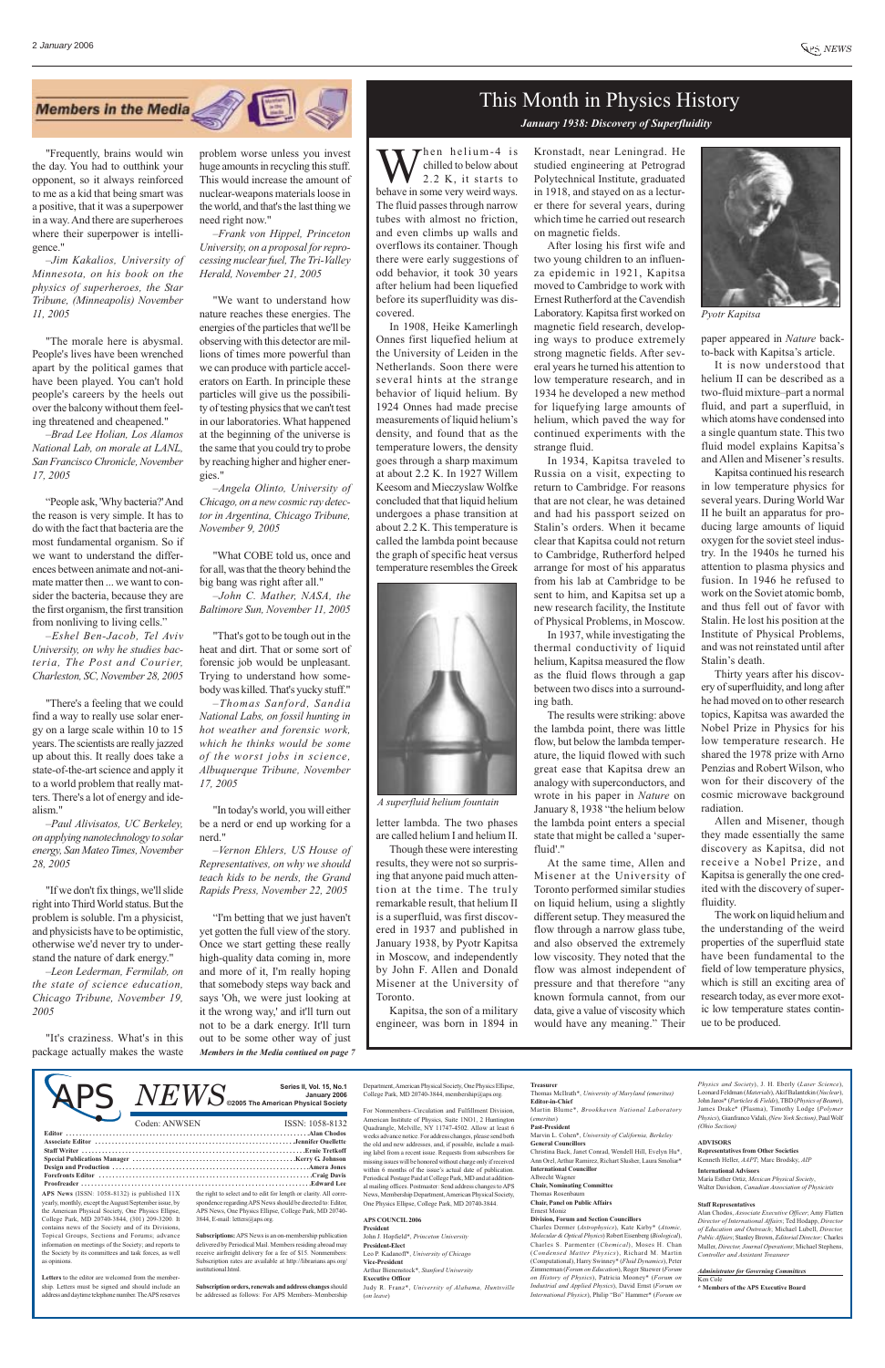## Members in the Media

"Frequently, brains would win the day. You had to outthink your opponent, so it always reinforced to me as a kid that being smart was a positive, that it was a superpower in a way. And there are superheroes where their superpower is intelligence."

*–Jim Kakalios, University of Minnesota, on his book on the physics of superheroes, the Star Tribune, (Minneapolis) November 11, 2005*

"The morale here is abysmal. People's lives have been wrenched apart by the political games that have been played. You can't hold people's careers by the heels out over the balcony without them feeling threatened and cheapened."

*–Brad Lee Holian, Los Alamos National Lab, on morale at LANL, San Francisco Chronicle, November 17, 2005*

"People ask, 'Why bacteria?' And the reason is very simple. It has to do with the fact that bacteria are the most fundamental organism. So if we want to understand the differences between animate and non-animate matter then ... we want to consider the bacteria, because they are the first organism, the first transition from nonliving to living cells."

*–Eshel Ben-Jacob, Tel Aviv University, on why he studies bacteria, The Post and Courier, Charleston, SC, November 28, 2005*

"There's a feeling that we could find a way to really use solar energy on a large scale within 10 to 15 years. The scientists are really jazzed up about this. It really does take a state-of-the-art science and apply it to a world problem that really matters. There's a lot of energy and idealism."

*–Paul Alivisatos, UC Berkeley, on applying nanotechnology to solar energy, San Mateo Times, November 28, 2005*

"If we don't fix things, we'll slide right into Third World status. But the problem is soluble. I'm a physicist, and physicists have to be optimistic, otherwise we'd never try to understand the nature of dark energy."

*–Leon Lederman, Fermilab, on the state of science education, Chicago Tribune, November 19, 2005*

"It's craziness. What's in this package actually makes the waste problem worse unless you invest huge amounts in recycling this stuff. This would increase the amount of nuclear-weapons materials loose in the world, and that's the last thing we need right now."

*–Frank von Hippel, Princeton University, on a proposal for reprocessing nuclear fuel, The Tri-Valley Herald, November 21, 2005*

"We want to understand how nature reaches these energies. The energies of the particles that we'll be observing with this detector are millions of times more powerful than we can produce with particle accelerators on Earth. In principle these particles will give us the possibility of testing physics that we can't test in our laboratories. What happened at the beginning of the universe is the same that you could try to probe by reaching higher and higher energies."

*–Angela Olinto, University of Chicago, on a new cosmic ray detector in Argentina, Chicago Tribune, November 9, 2005*

"What COBE told us, once and for all, was that the theory behind the big bang was right after all."

*–John C. Mather, NASA, the Baltimore Sun, November 11, 2005*

"That's got to be tough out in the heat and dirt. That or some sort of forensic job would be unpleasant. Trying to understand how somebody was killed. That's yucky stuff."

*–Thomas Sanford, Sandia National Labs, on fossil hunting in hot weather and forensic work, which he thinks would be some of the worst jobs in science, Albuquerque Tribune, November 17, 2005*

"In today's world, you will either be a nerd or end up working for a nerd."

*–Vernon Ehlers, US House of Representatives, on why we should teach kids to be nerds, the Grand Rapids Press, November 22, 2005*

"I'm betting that we just haven't yet gotten the full view of the story. Once we start getting these really high-quality data coming in, more and more of it, I'm really hoping that somebody steps way back and says 'Oh, we were just looking at it the wrong way,' and it'll turn out not to be a dark energy. It'll turn out to be some other way of just

***Members in the Media continued on page 7***

# This Month in Physics History

***January 1938: Discovery of Superfluidity***

When helium-4 is chilled to below about 2.2 K, it starts to behave in some very weird ways. The fluid passes through narrow tubes with almost no friction, and even climbs up walls and overflows its container. Though there were early suggestions of odd behavior, it took 30 years after helium had been liquefied before its superfluidity was discovered.

In 1908, Heike Kamerlingh Onnes first liquefied helium at the University of Leiden in the Netherlands. Soon there were several hints at the strange behavior of liquid helium. By 1924 Onnes had made precise measurements of liquid helium's density, and found that as the temperature lowers, the density goes through a sharp maximum at about 2.2 K. In 1927 Willem Keesom and Mieczylaw Wolfke concluded that that liquid helium undergoes a phase transition at about 2.2 K. This temperature is called the lambda point because the graph of specific heat versus temperature resembles the Greek letter lambda. The two phases are called helium I and helium II.

*A superfluid helium fountain*

Though these were interesting results, they were not so surprising that anyone paid much attention at the time. The truly remarkable result, that helium II is a superfluid, was first discovered in 1937 and published in January 1938, by Pyotr Kapitsa in Moscow, and independently by John F. Allen and Donald Misener at the University of Toronto.

Kapitsa, the son of a military engineer, was born in 1894 in Kronstadt, near Leningrad. He studied engineering at Petrograd Polytechnical Institute, graduated in 1918, and stayed on as a lecturer there for several years, during which time he carried out research on magnetic fields.

After losing his first wife and two young children to an influenza epidemic in 1921, Kapitsa moved to Cambridge to work with Ernest Rutherford at the Cavendish Laboratory. Kapitsa first worked on magnetic field research, developing ways to produce extremely strong magnetic fields. After several years he turned his attention to low temperature research, and in 1934 he developed a new method for liquefying large amounts of helium, which paved the way for continued experiments with the strange fluid.

In 1934, Kapitsa traveled to Russia on a visit, expecting to return to Cambridge. For reasons that are not clear, he was detained and had his passport seized on Stalin's orders. When it became clear that Kapitsa could not return to Cambridge, Rutherford helped arrange for most of his apparatus from his lab at Cambridge to be sent to him, and Kapitsa set up a new research facility, the Institute of Physical Problems, in Moscow.

In 1937, while investigating the thermal conductivity of liquid helium, Kapitsa measured the flow as the fluid flows through a gap between two discs into a surrounding bath.

The results were striking: above the lambda point, there was little flow, but below the lambda temperature, the liquid flowed with such great ease that Kapitsa drew an analogy with superconductors, and wrote in his paper in *Nature* on January 8, 1938 "the helium below the lambda point enters a special state that might be called a 'superfluid'."

At the same time, Allen and Misener at the University of Toronto performed similar studies on liquid helium, using a slightly different setup. They measured the flow through a narrow glass tube, and also observed the extremely low viscosity. They noted that the flow was almost independent of pressure and that therefore "any known formula cannot, from our data, give a value of viscosity which would have any meaning." Their paper appeared in *Nature* back-to-back with Kapitsa's article.

*Pyotr Kapitsa*

It is now understood that helium II can be described as a two-fluid mixture–part a normal fluid, and part a superfluid, in which atoms have condensed into a single quantum state. This two fluid model explains Kapitsa's and Allen and Misener's results.

Kapitsa continued his research in low temperature physics for several years. During World War II he built an apparatus for producing large amounts of liquid oxygen for the soviet steel industry. In the 1940s he turned his attention to plasma physics and fusion. In 1946 he refused to work on the Soviet atomic bomb, and thus fell out of favor with Stalin. He lost his position at the Institute of Physical Problems, and was not reinstated until after Stalin's death.

Thirty years after his discovery of superfluidity, and long after he had moved on to other research topics, Kapitsa was awarded the Nobel Prize in Physics for his low temperature research. He shared the 1978 prize with Arno Penzias and Robert Wilson, who won for their discovery of the cosmic microwave background radiation.

Allen and Misener, though they made essentially the same discovery as Kapitsa, did not receive a Nobel Prize, and Kapitsa is generally the one credited with the discovery of superfluidity.

The work on liquid helium and the understanding of the weird properties of the superfluid state have been fundamental to the field of low temperature physics, which is still an exciting area of research today, as ever more exotic low temperature states continue to be produced.

---

**APS NEWS**

Series II, Vol. 15, No.1
January 2006
©2005 The American Physical Society

Coden: ANWSEN | ISSN: 1058-8132

Editor ........ Alan Chodos
Associate Editor ........ Jennifer Ouellette
Staff Writer ........ Ernie Tretkoff
Special Publications Manager ........ Kerry G. Johnson
Design and Production ........ Amera Jones
Forefronts Editor ........ Craig Davis
Proofreader ........ Edward Lee

**APS News** (ISSN: 1058-8132) is published 11X yearly, monthly, except the August/September issue, by the American Physical Society, One Physics Ellipse, College Park, MD 20740-3844, (301) 209-3200. It contains news of the Society and of its Divisions, Topical Groups, Sections and Forums; advance information on meetings of the Society; and reports to the Society by its committees and task forces, as well as opinions.

**Letters** to the editor are welcomed from the membership. Letters must be signed and should include an address and daytime telephone number. The APS reserves the right to select and to edit for length or clarity. All correspondence regarding APS News should be directed to: Editor, APS News, One Physics Ellipse, College Park, MD 20740-3844, E-mail: letters@aps.org.

**Subscriptions:** APS News is an on-membership publication delivered by Periodical Mail. Members residing abroad may receive airfreight delivery for a fee of $15. Nonmembers: Subscription rates are available at http://librarians.aps.org/institutional.html.

**Subscription orders, renewals and address changes** should be addressed as follows: For APS Members–Membership Department, American Physical Society, One Physics Ellipse, College Park, MD 20740-3844, membership@aps.org.

For Nonmembers–Circulation and Fulfillment Division, American Institute of Physics, Suite 1NO1, 2 Huntington Quadrangle, Melville, NY 11747-4502. Allow at least 6 weeks advance notice. For address changes, please send both the old and new addresses, and, if possible, include a mailing label from a recent issue. Requests from subscribers for missing issues will be honored without charge only if received within 6 months of the issue's actual date of publication. Periodical Postage Paid at College Park, MD and at additional mailing offices. Postmaster: Send address changes to APS News, Membership Department, American Physical Society, One Physics Ellipse, College Park, MD 20740-3844.

**APS COUNCIL 2006**

**President**
John J. Hopfield*, *Princeton University*

**President-Elect**
Leo P. Kadanoff*, *University of Chicago*

**Vice-President**
Arthur Bienenstock*, *Stanford University*

**Executive Officer**
Judy R. Franz*, *University of Alabama, Huntsville (on leave)*

**Treasurer**
Thomas McIlrath*, *University of Maryland (emeritus)*

**Editor-in-Chief**
Martin Blume*, *Brookhaven National Laboratory (emeritus)*

**Past-President**
Marvin L. Cohen*, *University of California, Berkeley*

**General Councillors**
Christina Back, Janet Conrad, Wendell Hill, Evelyn Hu*, Ann Orel, Arthur Ramirez, Richart Slusher, Laura Smoliar*

**International Councillor**
Albrecht Wagner

**Chair, Nominating Committee**
Thomas Rosenbaum

**Chair, Panel on Public Affairs**
Ernest Moniz

**Division, Forum and Section Councillors**
Charles Dermer (*Astrophysics*), Kate Kirby* (*Atomic, Molecular & Optical Physics*) Robert Eisenberg (*Biological*), Charles S. Parmenter (*Chemical*), Moses H. Chan (*Condensed Matter Physics*), Richard M. Martin (Computational), Harry Swinney* (*Fluid Dynamics*), Peter Zimmerman (*Forum on Education*), Roger Stuewer (*Forum on History of Physics*), Patricia Mooney* (*Forum on Industrial and Applied Physics*), David Ernst (*Forum on International Physics*), Philip "Bo" Hammer* (*Forum on Physics and Society*), J. H. Eberly (*Laser Science*), Leonard Feldman (*Materials*), Akif Balantekin (*Nuclear*), John Jaros* (*Particles & Fields*), TBD (*Physics of Beams*), James Drake* (Plasma), Timothy Lodge (*Polymer Physics*), Gianfranco Vidali, (*New York Section*), Paul Wolf (*Ohio Section*)

**ADVISORS**

**Representatives from Other Societies**
Kenneth Heller, *AAPT*; Marc Brodsky, *AIP*

**International Advisors**
Maria Esther Ortiz, *Mexican Physical Society*, Walter Davidson, *Canadian Association of Physicists*

**Staff Representatives**
Alan Chodos, *Associate Executive Officer*; Amy Flatten *Director of International Affairs*; Ted Hodapp, *Director of Education and Outreach*; Michael Lubell, *Director, Public Affairs*; Stanley Brown, *Editorial Director*; Charles Muller, *Director, Journal Operations*; Michael Stephens, *Controller and Assistant Treasurer*

***Administrator for Governing Committees***
Ken Cole

*** Members of the APS Executive Board**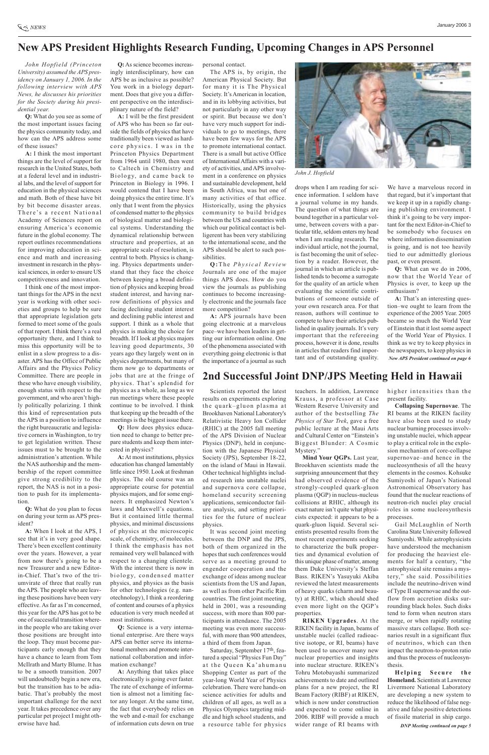# New APS President Highlights Research Funding, Upcoming Changes in APS Personnel

*John Hopfield (Princeton University) assumed the APS presidency on January 1, 2006. In the following interview with APS News, he discusses his priorities for the Society during his presidential year.*

**Q:** What do you see as some of the most important issues facing the physics community today, and how can the APS address some of these issues?

**A:** I think the most important things are the level of support for research in the United States, both at a federal level and in industrial labs, and the level of support for education in the physical sciences and math. Both of these have bit by bit become disaster areas. There's a recent National Academy of Sciences report on ensuring America's economic future in the global economy. The report outlines recommendations for improving education in science and math and increasing investment in research in the physical sciences, in order to ensure US competitiveness and innovation.

I think one of the most important things for the APS in the next year is working with other societies and groups to help be sure that appropriate legislation gets formed to meet some of the goals of that report. I think there's a real opportunity there, and I think to miss this opportunity will be to enlist in a slow progress to a disaster. APS has the Office of Public Affairs and the Physics Policy Committee. There are people in these who have enough visibility, enough status with respect to the government, and who aren't highly politically polarizing. I think this kind of representation puts the APS in a position to influence the right bureaucratic and legislative corners in Washington, to try to get legislation written. These issues must to be brought to the administration's attention. While the NAS authorship and the membership of the report committee give strong credibility to the report, the NAS is not in a position to push for its implementation.

**Q:** What do you plan to focus on during your term as APS president?

**A:** When I look at the APS, I see that it's in very good shape. There's been excellent continuity over the years. However, a year from now there's going to be a new Treasurer and a new Editor-in-Chief. That's two of the triumvirate of three that really run the APS. The people who are leaving these positions have been very effective. As far as I'm concerned, this year for the APS has got to be one of successful transition wherein the people who are taking over those positions are brought into the loop. They must become participants early enough that they have a chance to learn from Tom McIlrath and Marty Blume. It has to be a smooth transition. 2007 will undoubtedly begin a new era, but the transition has to be adiabatic. That's probably the most important challenge for the next year. It takes precedence over any particular pet project I might otherwise have had.

**Q:** As science becomes increasingly interdisciplinary, how can APS be as inclusive as possible? You work in a biology department. Does that give you a different perspective on the interdisciplinary nature of the field?

**A:** I will be the first president of APS who has been so far outside the fields of physics that have traditionally been viewed as hard-core physics. I was in the Princeton Physics Department from 1964 until 1980, then went to Caltech in Chemistry and Biology, and came back to Princeton in Biology in 1996. I would contend that I have been doing physics the entire time. It's only that I went from the physics of condensed matter to the physics of biological matter and biological systems. Understanding the dynamical relationship between structure and properties, at an appropriate scale of resolution, is central to both. Physics is changing. Physics departments understand that they face the choice between keeping a broad definition of physics and keeping broad student interest, and having narrow definitions of physics and facing declining student interest and declining public interest and support. I think as a whole that physics is making the choice for breadth. If I look at physics majors leaving good departments, 30 years ago they largely went on in physics departments, but many of them now go to departments or jobs that are at the fringe of physics. That's splendid for physics as a whole, as long as we run meetings where these people continue to be involved. I think that keeping up the breadth of the meetings is the biggest issue there.

**Q:** How does physics education need to change to better prepare students and keep them interested in physics?

**A:** At most institutions, physics education has changed lamentably little since 1950. Look at freshman physics. The old course was an appropriate course for potential physics majors, and for some engineers. It emphasized Newton's laws and Maxwell's equations. But it contained little thermal physics, and minimal discussions of physics at the microscopic scale, of chemistry, of molecules. I think the emphasis has not remained very well balanced with respect to a changing clientele. With the interest there is now in biology, condensed matter physics, and physics as the basis for other technologies (e.g. nanotechnology), I think a reordering of content and courses of a physics education is very much needed at most institutions.

**Q:** Science is a very international enterprise. Are there ways APS can better serve its international members and promote international collaboration and information exchange?

**A:** Anything that takes place electronically is going ever faster. The rate of exchange of information is almost not a limiting factor any longer. At the same time, the fact that everybody relies on the web and e-mail for exchange of information cuts down on true personal contact.

The APS is, by origin, the American Physical Society. But for many it is The Physical Society. It's American in location, and in its lobbying activities, but not particularly in any other way or spirit. But because we don't have very much support for individuals to go to meetings, there have been few ways for the APS to promote international contact. There is a small but active Office of International Affairs with a variety of activities, and APS involvement in a conference on physics and sustainable development, held in South Africa, was but one of many activities of that office. Historically, using the physics community to build bridges between the US and countries with which our political contact is belligerent has been very stabilizing to the international scene, and the APS should be alert to such possibilities.

**Q:** The *Physical Review* Journals are one of the major things APS does. How do you view the journals as publishing continues to become increasingly electronic and the journals face more competition?

**A:** APS journals have been going electronic at a marvelous pace–we have been leaders in getting our information online. One of the phenomena associated with everything going electronic is that the importance of a journal as such drops when I am reading for science information. I seldom have a journal volume in my hands. The question of what things are bound together in a particular volume, between covers with a particular title, seldom enters my head when I am reading research. The individual article, not the journal, is fast becoming the unit of selection by a reader. However, the journal in which an article is published tends to become a surrogate for the quality of an article when evaluating the scientific contributions of someone outside of your own research area. For that reason, authors will continue to compete to have their articles published in quality journals. It's very important that the refereeing process, however it is done, results in articles that readers find important and of outstanding quality. We have a marvelous record in that regard, but it's important that we keep it up in a rapidly changing publishing environment. I think it's going to be very important for the next Editor-in-Chief to be somebody who focuses on where information dissemination is going, and is not too heavily tied to our admittedly glorious past, or even present.

**Q:** What can we do in 2006, now that the World Year of Physics is over, to keep up the enthusiasm?

**A:** That's an interesting question–we ought to learn from the experience of the 2005 Year. 2005 became so much the World Year of Einstein that it lost some aspect of the World Year of Physics. I think as we try to keep physics in the newspapers, to keep physics in

*New APS President continued on page 6*

John J. Hopfield

# 2nd Successful Joint DNP/JPS Meeting Held in Hawaii

Scientists reported the latest results on experiments exploring the quark–gluon plasma at Brookhaven National Laboratory's Relativistic Heavy Ion Collider (RHIC) at the 2005 fall meeting of the APS Division of Nuclear Physics (DNP), held in conjunction with the Japanese Physical Society (JPS), September 18-22, on the island of Maui in Hawaii. Other technical highlights included research into unstable nuclei and supernova core collapse, homeland security screening applications, semiconductor failure analysis, and setting priorities for the future of nuclear physics.

It was second joint meeting between the DNP and the JPS, both of them organized in the hopes that such conferences would serve as a meeting ground to engender cooperation and the exchange of ideas among nuclear scientists from the US and Japan, as well as from other Pacific Rim countries. The first joint meeting, held in 2001, was a resounding success, with more than 800 participants in attendance. The 2005 meeting was even more successful, with more than 900 attendees, a third of them from Japan.

Saturday, September 17th, featured a special "Physics Fun Day" at the Queen Ka'ahumanu Shopping Center as part of the year-long World Year of Physics celebration. There were hands-on science activities for adults and children of all ages, as well as a Physics Olympics targeting middle and high school students, and a resource table for physics teachers. In addition, Lawrence Krauss, a professor at Case Western Reserve University and author of the bestselling *The Physics of Star Trek*, gave a free public lecture at the Maui Arts and Cultural Center on "Einstein's Biggest Blunder: A Cosmic Mystery."

**Mind Your QGPs.** Last year, Brookhaven scientists made the surprising announcement that they had observed evidence of the strongly-coupled quark-gluon plasma (QGP) in nucleus-nucleus collisions at RHIC, although its exact nature isn't quite what physicists expected: it appears to be a quark-gluon liquid. Several scientists presented results from the most recent experiments seeking to characterize the bulk properties and dynamical evolution of this unique phase of matter, among them Duke University's Steffan Bass. RIKEN's Yasuyuki Akiba reviewed the latest measurements of heavy quarks (charm and beauty) at RHIC, which should shed even more light on the QGP's properties.

**RIKEN Upgrades**. At the RIKEN facility in Japan, beams of unstable nuclei (called radioactive isotope, or RI, beams) have been used to uncover many new nuclear properties and insights into nuclear structure. RIKEN's Tohru Motobayashi summarized achievements to date and outlined plans for a new project, the RI Beam Factory (RIBF) at RIKEN, which is now under construction and expected to come online in 2006. RIBF will provide a much wider range of RI beams with higher intensities than the present facility.

**Collapsing Supernovae**. The RI beams at the RIKEN facility have also been used to study nuclear burning processes involving unstable nuclei, which appear to play a critical role in the explosion mechanism of core-collapse supernovae–and hence in the nucleosynthesis of all the heavy elements in the cosmos. Kohsuke Sumiyoshi of Japan's National Astronomical Observatory has found that the nuclear reactions of neutron-rich nuclei play crucial roles in some nucleosynthesis processes.

Gail McLaughlin of North Carolina State University followed Sumiyoshi. While astrophysicists have understood the mechanism for producing the heaviest elements for half a century, "the astrophysical site remains a mystery," she said. Possibilities include the neutrino-driven wind of Type II supernovae and the outflow from accretion disks surrounding black holes. Such disks tend to form when neutron stars merge, or when rapidly rotating massive stars collapse. Both scenarios result in a significant flux of neutrinos, which can then impact the neutron-to-proton ratio and thus the process of nucleosynthesis.

**Helping Secure the Homeland.** Scientists at Lawrence Livermore National Laboratory are developing a new system to reduce the likelihood of false negative and false positive detections of fissile material in ship cargo.

*DNP Meeting continued on page 5*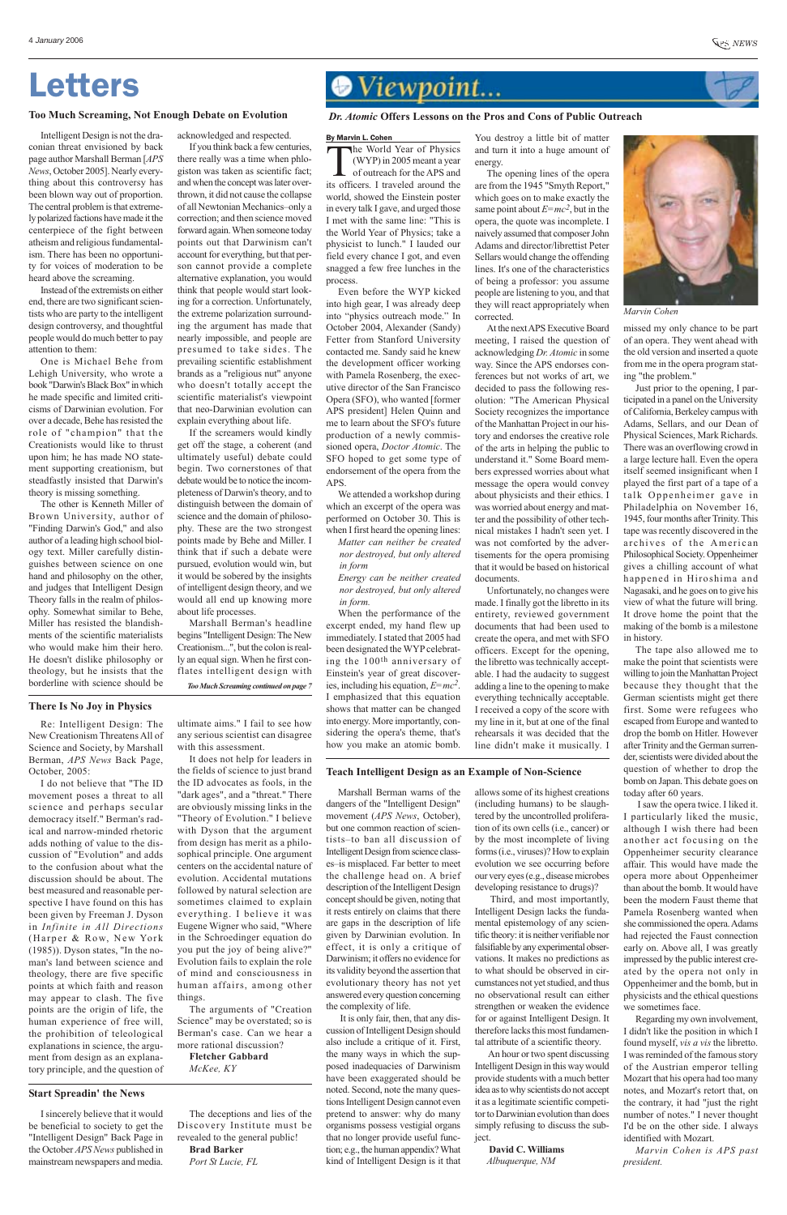# Letters

## Too Much Screaming, Not Enough Debate on Evolution

Intelligent Design is not the draconian threat envisioned by back page author Marshall Berman [*APS News*, October 2005]. Nearly everything about this controversy has been blown way out of proportion. The central problem is that extremely polarized factions have made it the centerpiece of the fight between atheism and religious fundamentalism. There has been no opportunity for voices of moderation to be heard above the screaming.

Instead of the extremists on either end, there are two significant scientists who are party to the intelligent design controversy, and thoughtful people would do much better to pay attention to them:

One is Michael Behe from Lehigh University, who wrote a book "Darwin's Black Box" in which he made specific and limited criticisms of Darwinian evolution. For over a decade, Behe has resisted the role of "champion" that the Creationists would like to thrust upon him; he has made NO statement supporting creationism, but steadfastly insisted that Darwin's theory is missing something.

The other is Kenneth Miller of Brown University, author of "Finding Darwin's God," and also author of a leading high school biology text. Miller carefully distinguishes between science on one hand and philosophy on the other, and judges that Intelligent Design Theory falls in the realm of philosophy. Somewhat similar to Behe, Miller has resisted the blandishments of the scientific materialists who would make him their hero. He doesn't dislike philosophy or theology, but he insists that the borderline with science should be acknowledged and respected.

If you think back a few centuries, there really was a time when phlogiston was taken as scientific fact; and when the concept was later overthrown, it did not cause the collapse of all Newtonian Mechanics–only a correction; and then science moved forward again. When someone today points out that Darwinism can't account for everything, but that person cannot provide a complete alternative explanation, you would think that people would start looking for a correction. Unfortunately, the extreme polarization surrounding the argument has made that nearly impossible, and people are presumed to take sides. The prevailing scientific establishment brands as a "religious nut" anyone who doesn't totally accept the scientific materialist's viewpoint that neo-Darwinian evolution can explain everything about life.

If the screamers would kindly get off the stage, a coherent (and ultimately useful) debate could begin. Two cornerstones of that debate would be to notice the incompleteness of Darwin's theory, and to distinguish between the domain of science and the domain of philosophy. These are the two strongest points made by Behe and Miller. I think that if such a debate were pursued, evolution would win, but it would be sobered by the insights of intelligent design theory, and we would all end up knowing more about life processes.

Marshall Berman's headline begins "Intelligent Design: The New Creationism...", but the colon is really an equal sign. When he first conflates intelligent design with

*Too Much Screaming continued on page 7*

## There Is No Joy in Physics

Re: Intelligent Design: The New Creationism Threatens All of Science and Society, by Marshall Berman, *APS News* Back Page, October, 2005:

I do not believe that "The ID movement poses a threat to all science and perhaps secular democracy itself." Berman's radical and narrow-minded rhetoric adds nothing of value to the discussion of "Evolution" and adds to the confusion about what the discussion should be about. The best measured and reasonable perspective I have found on this has been given by Freeman J. Dyson in *Infinite in All Directions* (Harper & Row, New York (1985)). Dyson states, "In the noman's land between science and theology, there are five specific points at which faith and reason may appear to clash. The five points are the origin of life, the human experience of free will, the prohibition of teleological explanations in science, the argument from design as an explanatory principle, and the question of ultimate aims." I fail to see how any serious scientist can disagree with this assessment.

It does not help for leaders in the fields of science to just brand the ID advocates as fools, in the "dark ages", and a "threat." There are obviously missing links in the "Theory of Evolution." I believe with Dyson that the argument from design has merit as a philosophical principle. One argument centers on the accidental nature of evolution. Accidental mutations followed by natural selection are sometimes claimed to explain everything. I believe it was Eugene Wigner who said, "Where in the Schroedinger equation do you put the joy of being alive?" Evolution fails to explain the role of mind and consciousness in human affairs, among other things.

The arguments of "Creation Science" may be overstated; so is Berman's case. Can we hear a more rational discussion?

**Fletcher Gabbard**
*McKee, KY*

## Start Spreadin' the News

I sincerely believe that it would be beneficial to society to get the "Intelligent Design" Back Page in the October *APS News* published in mainstream newspapers and media.

The deceptions and lies of the Discovery Institute must be revealed to the general public!

**Brad Barker**
*Port St Lucie, FL*

# Viewpoint...

## *Dr. Atomic* Offers Lessons on the Pros and Cons of Public Outreach

**By Marvin L. Cohen**

The World Year of Physics (WYP) in 2005 meant a year of outreach for the APS and its officers. I traveled around the world, showed the Einstein poster in every talk I gave, and urged those I met with the same line: "This is the World Year of Physics; take a physicist to lunch." I lauded our field every chance I got, and even snagged a few free lunches in the process.

Even before the WYP kicked into high gear, I was already deep into "physics outreach mode." In October 2004, Alexander (Sandy) Fetter from Stanford University contacted me. Sandy said he knew the development officer working with Pamela Rosenberg, the executive director of the San Francisco Opera (SFO), who wanted [former APS president] Helen Quinn and me to learn about the SFO's future production of a newly commissioned opera, *Doctor Atomic*. The SFO hoped to get some type of endorsement of the opera from the APS.

We attended a workshop during which an excerpt of the opera was performed on October 30. This is when I first heard the opening lines:

*Matter can neither be created*
*nor destroyed, but only altered*
*in form*
*Energy can be neither created*
*nor destroyed, but only altered*
*in form.*

When the performance of the excerpt ended, my hand flew up immediately. I stated that 2005 had been designated the WYP celebrating the 100[th] anniversary of Einstein's year of great discoveries, including his equation, $E=mc^2$. I emphasized that this equation shows that matter can be changed into energy. More importantly, considering the opera's theme, that's how you make an atomic bomb. You destroy a little bit of matter and turn it into a huge amount of energy.

The opening lines of the opera are from the 1945 "Smyth Report," which goes on to make exactly the same point about $E=mc^2$, but in the opera, the quote was incomplete. I naively assumed that composer John Adams and director/librettist Peter Sellars would change the offending lines. It's one of the characteristics of being a professor: you assume people are listening to you, and that they will react appropriately when corrected.

At the next APS Executive Board meeting, I raised the question of acknowledging *Dr. Atomic* in some way. Since the APS endorses conferences but not works of art, we decided to pass the following resolution: "The American Physical Society recognizes the importance of the Manhattan Project in our history and endorses the creative role of the arts in helping the public to understand it." Some Board members expressed worries about what message the opera would convey about physicists and their ethics. I was worried about energy and matter and the possibility of other technical mistakes I hadn't seen yet. I was not comforted by the advertisements for the opera promising that it would be based on historical documents.

Unfortunately, no changes were made. I finally got the libretto in its entirety, reviewed government documents that had been used to create the opera, and met with SFO officers. Except for the opening, the libretto was technically acceptable. I had the audacity to suggest adding a line to the opening to make everything technically acceptable. I received a copy of the score with my line in it, but at one of the final rehearsals it was decided that the line didn't make it musically. I missed my only chance to be part of an opera. They went ahead with the old version and inserted a quote from me in the opera program stating "the problem."

*Marvin Cohen*

Just prior to the opening, I participated in a panel on the University of California, Berkeley campus with Adams, Sellars, and our Dean of Physical Sciences, Mark Richards. There was an overflowing crowd in a large lecture hall. Even the opera itself seemed insignificant when I played the first part of a tape of a talk Oppenheimer gave in Philadelphia on November 16, 1945, four months after Trinity. This tape was recently discovered in the archives of the American Philosophical Society. Oppenheimer gives a chilling account of what happened in Hiroshima and Nagasaki, and he goes on to give his view of what the future will bring. It drove home the point that the making of the bomb is a milestone in history.

The tape also allowed me to make the point that scientists were willing to join the Manhattan Project because they thought that the German scientists might get there first. Some were refugees who escaped from Europe and wanted to drop the bomb on Hitler. However after Trinity and the German surrender, scientists were divided about the question of whether to drop the bomb on Japan. This debate goes on today after 60 years.

I saw the opera twice. I liked it. I particularly liked the music, although I wish there had been another act focusing on the Oppenheimer security clearance affair. This would have made the opera more about Oppenheimer than about the bomb. It would have been the modern Faust theme that Pamela Rosenberg wanted when she commissioned the opera. Adams had rejected the Faust connection early on. Above all, I was greatly impressed by the public interest created by the opera not only in Oppenheimer and the bomb, but in physicists and the ethical questions we sometimes face.

Regarding my own involvement, I didn't like the position in which I found myself, *vis a vis* the libretto. I was reminded of the famous story of the Austrian emperor telling Mozart that his opera had too many notes, and Mozart's retort that, on the contrary, it had "just the right number of notes." I never thought I'd be on the other side. I always identified with Mozart.

*Marvin Cohen is APS past president.*

## Teach Intelligent Design as an Example of Non-Science

Marshall Berman warns of the dangers of the "Intelligent Design" movement (*APS News*, October), but one common reaction of scientists–to ban all discussion of Intelligent Design from science classes–is misplaced. Far better to meet the challenge head on. A brief description of the Intelligent Design concept should be given, noting that it rests entirely on claims that there are gaps in the description of life given by Darwinian evolution. In effect, it is only a critique of Darwinism; it offers no evidence for its validity beyond the assertion that evolutionary theory has not yet answered every question concerning the complexity of life.

It is only fair, then, that any discussion of Intelligent Design should also include a critique of it. First, the many ways in which the supposed inadequacies of Darwinism have been exaggerated should be noted. Second, note the many questions Intelligent Design cannot even pretend to answer: why do so many organisms possess vestigial organs that no longer provide useful function; e.g., the human appendix? What kind of Intelligent Design is it that allows some of its highest creations (including humans) to be slaughtered by the uncontrolled proliferation of its own cells (i.e., cancer) or by the most incomplete of living forms (i.e., viruses)? How to explain evolution we see occurring before our very eyes (e.g., disease microbes developing resistance to drugs)?

Third, and most importantly, Intelligent Design lacks the fundamental epistemology of any scientific theory: it is neither verifiable nor falsifiable by any experimental observations. It makes no predictions as to what should be observed in circumstances not yet studied, and thus no observational result can either strengthen or weaken the evidence for or against Intelligent Design. It therefore lacks this most fundamental attribute of a scientific theory.

An hour or two spent discussing Intelligent Design in this way would provide students with a much better idea as to why scientists do not accept it as a legitimate scientific competitor to Darwinian evolution than does simply refusing to discuss the subject.

**David C. Williams**
*Albuquerque, NM*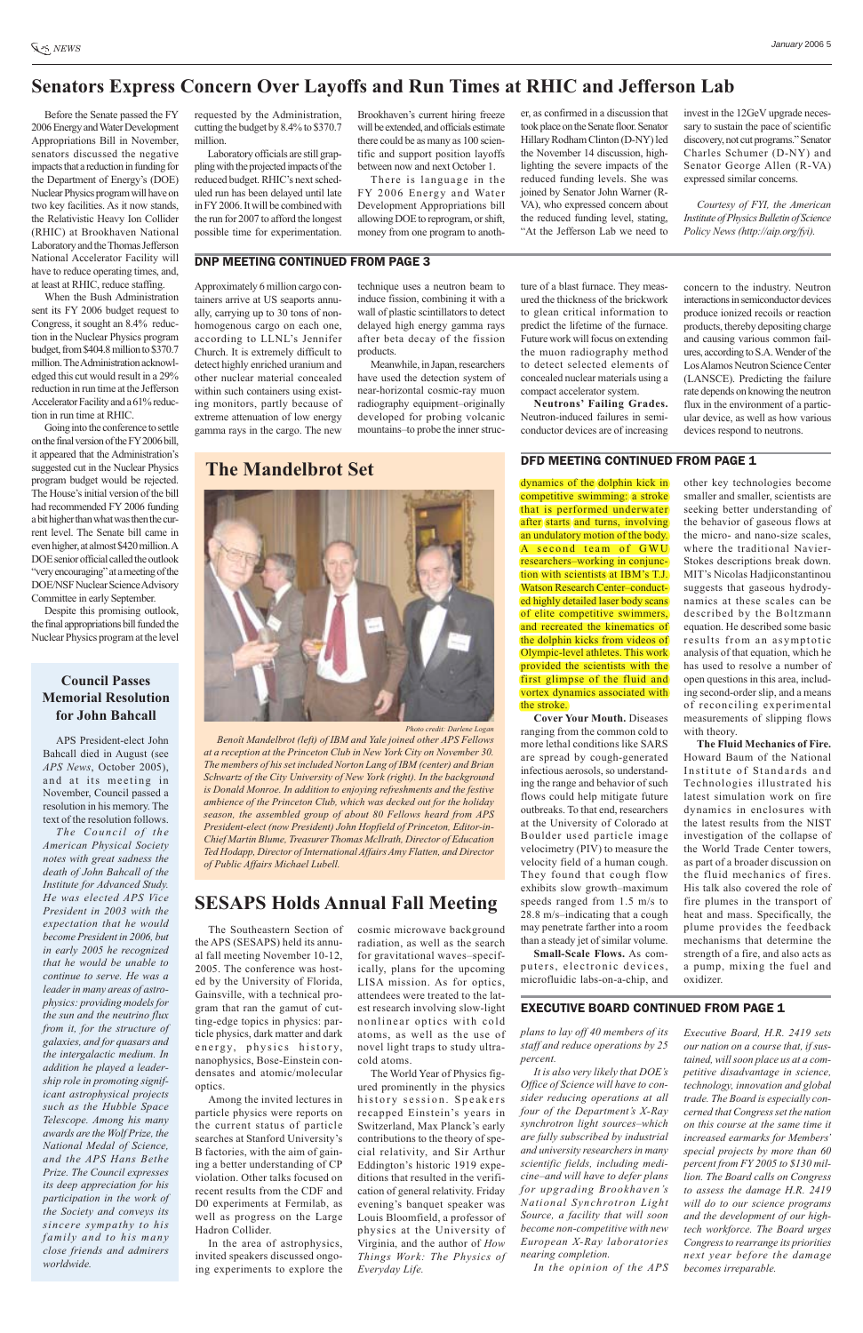# Senators Express Concern Over Layoffs and Run Times at RHIC and Jefferson Lab

Before the Senate passed the FY 2006 Energy and Water Development Appropriations Bill in November, senators discussed the negative impacts that a reduction in funding for the Department of Energy's (DOE) Nuclear Physics program will have on two key facilities. As it now stands, the Relativistic Heavy Ion Collider (RHIC) at Brookhaven National Laboratory and the Thomas Jefferson National Accelerator Facility will have to reduce operating times, and, at least at RHIC, reduce staffing.

When the Bush Administration sent its FY 2006 budget request to Congress, it sought an 8.4% reduction in the Nuclear Physics program budget, from $404.8 million to $370.7 million. The Administration acknowledged this cut would result in a 29% reduction in run time at the Jefferson Accelerator Facility and a 61% reduction in run time at RHIC.

Going into the conference to settle on the final version of the FY 2006 bill, it appeared that the Administration's suggested cut in the Nuclear Physics program budget would be rejected. The House's initial version of the bill had recommended FY 2006 funding a bit higher than what was then the current level. The Senate bill came in even higher, at almost $420 million. A DOE senior official called the outlook "very encouraging" at a meeting of the DOE/NSF Nuclear Science Advisory Committee in early September.

Despite this promising outlook, the final appropriations bill funded the Nuclear Physics program at the level requested by the Administration, cutting the budget by 8.4% to $370.7 million.

Laboratory officials are still grappling with the projected impacts of the reduced budget. RHIC's next scheduled run has been delayed until late in FY 2006. It will be combined with the run for 2007 to afford the longest possible time for experimentation. Brookhaven's current hiring freeze will be extended, and officials estimate there could be as many as 100 scientific and support position layoffs between now and next October 1.

There is language in the FY 2006 Energy and Water Development Appropriations bill allowing DOE to reprogram, or shift, money from one program to another, as confirmed in a discussion that took place on the Senate floor. Senator Hillary Rodham Clinton (D-NY) led the November 14 discussion, highlighting the severe impacts of the reduced funding levels. She was joined by Senator John Warner (R-VA), who expressed concern about the reduced funding level, stating, "At the Jefferson Lab we need to invest in the 12GeV upgrade necessary to sustain the pace of scientific discovery, not cut programs." Senator Charles Schumer (D-NY) and Senator George Allen (R-VA) expressed similar concerns.

*Courtesy of FYI, the American Institute of Physics Bulletin of Science Policy News (http://aip.org/fyi).*

## DNP MEETING CONTINUED FROM PAGE 3

Approximately 6 million cargo containers arrive at US seaports annually, carrying up to 30 tons of nonhomogenous cargo on each one, according to LLNL's Jennifer Church. It is extremely difficult to detect highly enriched uranium and other nuclear material concealed within such containers using existing monitors, partly because of extreme attenuation of low energy gamma rays in the cargo. The new technique uses a neutron beam to induce fission, combining it with a wall of plastic scintillators to detect delayed high energy gamma rays after beta decay of the fission products.

Meanwhile, in Japan, researchers have used the detection system of near-horizontal cosmic-ray muon radiography equipment–originally developed for probing volcanic mountains–to probe the inner structure of a blast furnace. They measured the thickness of the brickwork to glean critical information to predict the lifetime of the furnace. Future work will focus on extending the muon radiography method to detect selected elements of concealed nuclear materials using a compact accelerator system.

**Neutrons' Failing Grades.** Neutron-induced failures in semiconductor devices are of increasing concern to the industry. Neutron interactions in semiconductor devices produce ionized recoils or reaction products, thereby depositing charge and causing various common failures, according to S.A. Wender of the Los Alamos Neutron Science Center (LANSCE). Predicting the failure rate depends on knowing the neutron flux in the environment of a particular device, as well as how various devices respond to neutrons.

## The Mandelbrot Set

Photo credit: Darlene Logan

*Benoît Mandelbrot (left) of IBM and Yale joined other APS Fellows at a reception at the Princeton Club in New York City on November 30. The members of his set included Norton Lang of IBM (center) and Brian Schwartz of the City University of New York (right). In the background is Donald Monroe. In addition to enjoying refreshments and the festive ambience of the Princeton Club, which was decked out for the holiday season, the assembled group of about 80 Fellows heard from APS President-elect (now President) John Hopfield of Princeton, Editor-in-Chief Martin Blume, Treasurer Thomas McIlrath, Director of Education Ted Hodapp, Director of International Affairs Amy Flatten, and Director of Public Affairs Michael Lubell.*

## DFD MEETING CONTINUED FROM PAGE 1

dynamics of the dolphin kick in competitive swimming: a stroke that is performed underwater after starts and turns, involving an undulatory motion of the body. A second team of GWU researchers–working in conjunction with scientists at IBM's T.J. Watson Research Center–conducted highly detailed laser body scans of elite competitive swimmers, and recreated the kinematics of the dolphin kicks from videos of Olympic-level athletes. This work provided the scientists with the first glimpse of the fluid and vortex dynamics associated with the stroke.

**Cover Your Mouth.** Diseases ranging from the common cold to more lethal conditions like SARS are spread by cough-generated infectious aerosols, so understanding the range and behavior of such flows could help mitigate future outbreaks. To that end, researchers at the University of Colorado at Boulder used particle image velocimetry (PIV) to measure the velocity field of a human cough. They found that cough flow exhibits slow growth–maximum speeds ranged from 1.5 m/s to 28.8 m/s–indicating that a cough may penetrate farther into a room than a steady jet of similar volume.

**Small-Scale Flows.** As computers, electronic devices, microfluidic labs-on-a-chip, and other key technologies become smaller and smaller, scientists are seeking better understanding of the behavior of gaseous flows at the micro- and nano-size scales, where the traditional Navier-Stokes descriptions break down. MIT's Nicolas Hadjiconstantinou suggests that gaseous hydrodynamics at these scales can be described by the Boltzmann equation. He described some basic results from an asymptotic analysis of that equation, which he has used to resolve a number of open questions in this area, including second-order slip, and a means of reconciling experimental measurements of slipping flows with theory.

**The Fluid Mechanics of Fire.** Howard Baum of the National Institute of Standards and Technologies illustrated his latest simulation work on fire dynamics in enclosures with the latest results from the NIST investigation of the collapse of the World Trade Center towers, as part of a broader discussion on the fluid mechanics of fires. His talk also covered the role of fire plumes in the transport of heat and mass. Specifically, the plume provides the feedback mechanisms that determine the strength of a fire, and also acts as a pump, mixing the fuel and oxidizer.

## Council Passes Memorial Resolution for John Bahcall

APS President-elect John Bahcall died in August (see *APS News*, October 2005), and at its meeting in November, Council passed a resolution in his memory. The text of the resolution follows.

*The Council of the American Physical Society notes with great sadness the death of John Bahcall of the Institute for Advanced Study. He was elected APS Vice President in 2003 with the expectation that he would become President in 2006, but in early 2005 he recognized that he would be unable to continue to serve. He was a leader in many areas of astrophysics: providing models for the sun and the neutrino flux from it, for the structure of galaxies, and for quasars and the intergalactic medium. In addition he played a leadership role in promoting significant astrophysical projects such as the Hubble Space Telescope. Among his many awards are the Wolf Prize, the National Medal of Science, and the APS Hans Bethe Prize. The Council expresses its deep appreciation for his participation in the work of the Society and conveys its sincere sympathy to his family and to his many close friends and admirers worldwide.*

## SESAPS Holds Annual Fall Meeting

The Southeastern Section of the APS (SESAPS) held its annual fall meeting November 10-12, 2005. The conference was hosted by the University of Florida, Gainsville, with a technical program that ran the gamut of cutting-edge topics in physics: particle physics, dark matter and dark energy, physics history, nanophysics, Bose-Einstein condensates and atomic/molecular optics.

Among the invited lectures in particle physics were reports on the current status of particle searches at Stanford University's B factories, with the aim of gaining a better understanding of CP violation. Other talks focused on recent results from the CDF and D0 experiments at Fermilab, as well as progress on the Large Hadron Collider.

In the area of astrophysics, invited speakers discussed ongoing experiments to explore the cosmic microwave background radiation, as well as the search for gravitational waves–specifically, plans for the upcoming LISA mission. As for optics, attendees were treated to the latest research involving slow-light nonlinear optics with cold atoms, as well as the use of novel light traps to study ultra-cold atoms.

The World Year of Physics figured prominently in the physics history session. Speakers recapped Einstein's years in Switzerland, Max Planck's early contributions to the theory of special relativity, and Sir Arthur Eddington's historic 1919 expeditions that resulted in the verification of general relativity. Friday evening's banquet speaker was Louis Bloomfield, a professor of physics at the University of Virginia, and the author of *How Things Work: The Physics of Everyday Life.*

## EXECUTIVE BOARD CONTINUED FROM PAGE 1

*plans to lay off 40 members of its staff and reduce operations by 25 percent.*

*It is also very likely that DOE's Office of Science will have to consider reducing operations at all four of the Department's X-Ray synchrotron light sources–which are fully subscribed by industrial and university researchers in many scientific fields, including medicine–and will have to defer plans for upgrading Brookhaven's National Synchrotron Light Source, a facility that will soon become non-competitive with new European X-Ray laboratories nearing completion.*

*In the opinion of the APS Executive Board, H.R. 2419 sets our nation on a course that, if sustained, will soon place us at a competitive disadvantage in science, technology, innovation and global trade. The Board is especially concerned that Congress set the nation on this course at the same time it increased earmarks for Members' special projects by more than 60 percent from FY 2005 to $130 million. The Board calls on Congress to assess the damage H.R. 2419 will do to our science programs and the development of our high-tech workforce. The Board urges Congress to rearrange its priorities next year before the damage becomes irreparable.*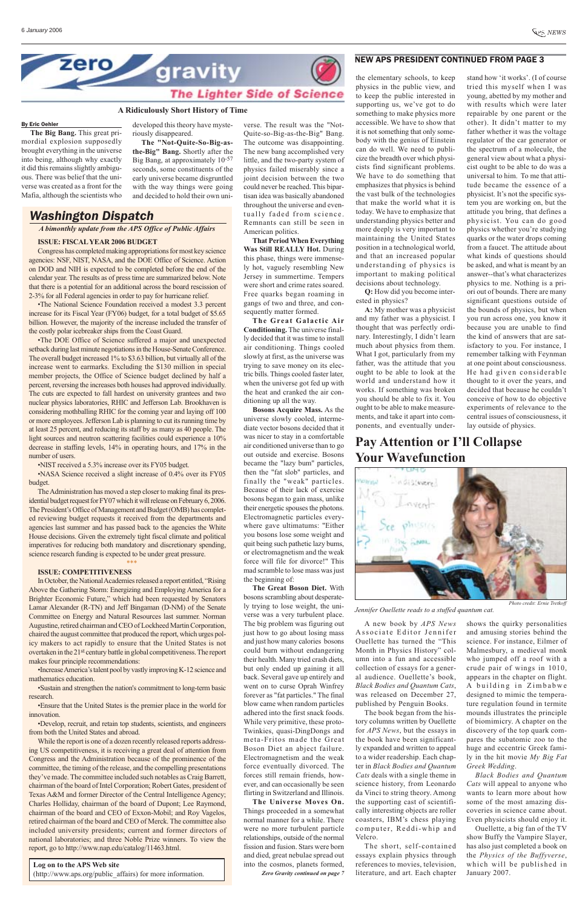# zero gravity

## The Lighter Side of Science

### A Ridiculously Short History of Time

**By Eric Oehler**

**The Big Bang.** This great primordial explosion supposedly brought everything in the universe into being, although why exactly it did this remains slightly ambiguous. There was belief that the universe was created as a front for the Mafia, although the scientists who developed this theory have mysteriously disappeared.

**The "Not-Quite-So-Big-as-the-Big" Bang.** Shortly after the Big Bang, at approximately $10^{-57}$ seconds, some constituents of the early universe became disgruntled with the way things were going and decided to hold their own universe. The result was the "Not-Quite-So-Big-as-the-Big" Bang. The outcome was disappointing. The new bang accomplished very little, and the two-party system of physics failed miserably since a joint decision between the two could never be reached. This bipartisan idea was basically abandoned throughout the universe and eventually faded from science. Remnants can still be seen in American politics.

**That Period When Everything Was Still REALLY Hot.** During this phase, things were immensely hot, vaguely resembling New Jersey in summertime. Tempers were short and crime rates soared. Free quarks began roaming in gangs of two and three, and consequently matter formed.

**The Great Galactic Air Conditioning.** The universe finally decided that it was time to install air conditioning. Things cooled slowly at first, as the universe was trying to save money on its electric bills. Things cooled faster later, when the universe got fed up with the heat and cranked the air conditioning all the way.

**Bosons Acquire Mass.** As the universe slowly cooled, intermediate vector bosons decided that it was nicer to stay in a comfortable air conditioned universe than to go out outside and exercise. Bosons became the "lazy bum" particles, then the "fat slob" particles, and finally the "weak" particles. Because of their lack of exercise bosons began to gain mass, unlike their energetic spouses the photons. Electromagnetic particles everywhere gave ultimatums: "Either you bosons lose some weight and quit being such pathetic lazy bums, or electromagnetism and the weak force will file for divorce!" This mad scramble to lose mass was just the beginning of:

**The Great Boson Diet.** With bosons scrambling about desperately trying to lose weight, the universe was a very turbulent place. The big problem was figuring out just how to go about losing mass and just how many calories bosons could burn without endangering their health. Many tried crash diets, but only ended up gaining it all back. Several gave up entirely and went on to curse Oprah Winfrey forever as "fat particles." The final blow came when random particles adhered into the first snack foods. While very primitive, these proto-Twinkies, quasi-DingDongs and meta-Fritos made the Great Boson Diet an abject failure. Electromagnetism and the weak force eventually divorced. The forces still remain friends, however, and can occasionally be seen flirting in Switzerland and Illinois.

**The Universe Moves On.** Things proceeded in a somewhat normal manner for a while. There were no more turbulent particle relationships, outside of the normal fission and fusion. Stars were born and died, expanded nebulae spread out into the cosmos, planets formed,

*Zero Gravity continued on page 7*

## Washington Dispatch

*A bimonthly update from the APS Office of Public Affairs*

### ISSUE: FISCAL YEAR 2006 BUDGET

Congress has completed making appropriations for most key science agencies: NSF, NIST, NASA, and the DOE Office of Science. Action on DOD and NIH is expected to be completed before the end of the calendar year. The results as of press time are summarized below. Note that there is a potential for an additional across the board rescission of 2-3% for all Federal agencies in order to pay for hurricane relief.

•The National Science Foundation received a modest 3.3 percent increase for its Fiscal Year (FY06) budget, for a total budget of $5.65 billion. However, the majority of the increase included the transfer of the costly polar icebreaker ships from the Coast Guard.

•The DOE Office of Science suffered a major and unexpected setback during last minute negotiations in the House-Senate Conference. The overall budget increased 1% to $3.63 billion, but virtually all of the increase went to earmarks. Excluding the $130 million in special member projects, the Office of Science budget declined by half a percent, reversing the increases both houses had approved individually. The cuts are expected to fall hardest on university grantees and two nuclear physics laboratories, RHIC and Jefferson Lab. Brookhaven is considering mothballing RHIC for the coming year and laying off 100 or more employees. Jefferson Lab is planning to cut its running time by at least 25 percent, and reducing its staff by as many as 40 people. The light sources and neutron scattering facilities could experience a 10% decrease in staffing levels, 14% in operating hours, and 17% in the number of users.

•NIST received a 5.3% increase over its FY05 budget.

•NASA Science received a slight increase of 0.4% over its FY05 budget.

The Administration has moved a step closer to making final its presidential budget request for FY07 which it will release on February 6, 2006. The President's Office of Management and Budget (OMB) has completed reviewing budget requests it received from the departments and agencies last summer and has passed back to the agencies the White House decisions. Given the extremely tight fiscal climate and political imperatives for reducing both mandatory and discretionary spending, science research funding is expected to be under great pressure.

\*\*\*

### ISSUE: COMPETITIVENESS

In October, the National Academies released a report entitled, "Rising Above the Gathering Storm: Energizing and Employing America for a Brighter Economic Future," which had been requested by Senators Lamar Alexander (R-TN) and Jeff Bingaman (D-NM) of the Senate Committee on Energy and Natural Resources last summer. Norman Augustine, retired chairman and CEO of Lockheed Martin Corporation, chaired the august committee that produced the report, which urges policy makers to act rapidly to ensure that the United States is not overtaken in the 21st century battle in global competitiveness. The report makes four principle recommendations:

•Increase America's talent pool by vastly improving K-12 science and mathematics education.

•Sustain and strengthen the nation's commitment to long-term basic research.

•Ensure that the United States is the premier place in the world for innovation.

•Develop, recruit, and retain top students, scientists, and engineers from both the United States and abroad.

While the report is one of a dozen recently released reports addressing US competitiveness, it is receiving a great deal of attention from Congress and the Administration because of the prominence of the committee, the timing of the release, and the compelling presentations they've made. The committee included such notables as Craig Barrett, chairman of the board of Intel Corporation; Robert Gates, president of Texas A&M and former Director of the Central Intelligence Agency; Charles Holliday, chairman of the board of Dupont; Lee Raymond, chairman of the board and CEO of Exxon-Mobil; and Roy Vagelos, retired chairman of the board and CEO of Merck. The committee also included university presidents; current and former directors of national laboratories; and three Noble Prize winners. To view the report, go to http://www.nap.edu/catalog/11463.html.

**Log on to the APS Web site** (http://www.aps.org/public_affairs) for more information.

## NEW APS PRESIDENT CONTINUED FROM PAGE 3

the elementary schools, to keep physics in the public view, and to keep the public interested in supporting us, we've got to do something to make physics more accessible. We have to show that it is not something that only somebody with the genius of Einstein can do well. We need to publicize the breadth over which physicists find significant problems. We have to do something that emphasizes that physics is behind the vast bulk of the technologies that make the world what it is today. We have to emphasize that understanding physics better and more deeply is very important to maintaining the United States position in a technological world, and that an increased popular understanding of physics is important to making political decisions about technology.

**Q:** How did you become interested in physics?

**A:** My mother was a physicist and my father was a physicist. I thought that was perfectly ordinary. Interestingly, I didn't learn much about physics from them. What I got, particularly from my father, was the attitude that you ought to be able to look at the world and understand how it works. If something was broken you should be able to fix it. You ought to be able to make measurements, and take it apart into components, and eventually understand how 'it works'. (I of course tried this myself when I was young, abetted by my mother and with results which were later repairable by one parent or the other). It didn't matter to my father whether it was the voltage regulator of the car generator or the spectrum of a molecule, the general view about what a physicist ought to be able to do was a universal to him. To me that attitude became the essence of a physicist. It's not the specific system you are working on, but the attitude you bring, that defines a physicist. You can do good physics whether you're studying quarks or the water drops coming from a faucet. The attitude about what kinds of questions should be asked, and what is meant by an answer--that's what characterizes physics to me. Nothing is a priori out of bounds. There are many significant questions outside of the bounds of physics, but when you run across one, you know it because you are unable to find the kind of answers that are satisfactory to you. For instance, I remember talking with Feynman at one point about consciousness. He had given considerable thought to it over the years, and decided that because he couldn't conceive of how to do objective experiments of relevance to the central issues of consciousness, it lay outside of physics.

## Pay Attention or I'll Collapse Your Wavefunction

*Jennifer Ouellette reads to a stuffed quantum cat.*

Photo credit: Ernie Tretkoff

A new book by *APS News* Associate Editor Jennifer Ouellette has turned the "This Month in Physics History" column into a fun and accessible collection of essays for a general audience. Ouellette's book, *Black Bodies and Quantum Cats*, was released on December 27, published by Penguin Books.

The book began from the history columns written by Ouellette for *APS News*, but the essays in the book have been significantly expanded and rewritten to appeal to a wider readership. Each chapter in *Black Bodies and Quantum Cats* deals with a single theme in science history, from Leonardo da Vinci to string theory. Among the supporting cast of scientifically interesting objects are roller coasters, IBM's chess playing computer, Reddi-whip and Velcro.

The short, self-contained essays explain physics through references to movies, television, literature, and art. Each chapter shows the quirky personalities and amusing stories behind the science. For instance, Eilmer of Malmesbury, a medieval monk who jumped off a roof with a crude pair of wings in 1010, appears in the chapter on flight. A building in Zimbabwe designed to mimic the temperature regulation found in termite mounds illustrates the principle of biomimicry. A chapter on the discovery of the top quark compares the subatomic zoo to the huge and eccentric Greek family in the hit movie *My Big Fat Greek Wedding*.

*Black Bodies and Quantum Cats* will appeal to anyone who wants to learn more about how some of the most amazing discoveries in science came about. Even physicists should enjoy it.

Ouellette, a big fan of the TV show Buffy the Vampire Slayer, has also just completed a book on the *Physics of the Buffyverse*, which will be published in January 2007.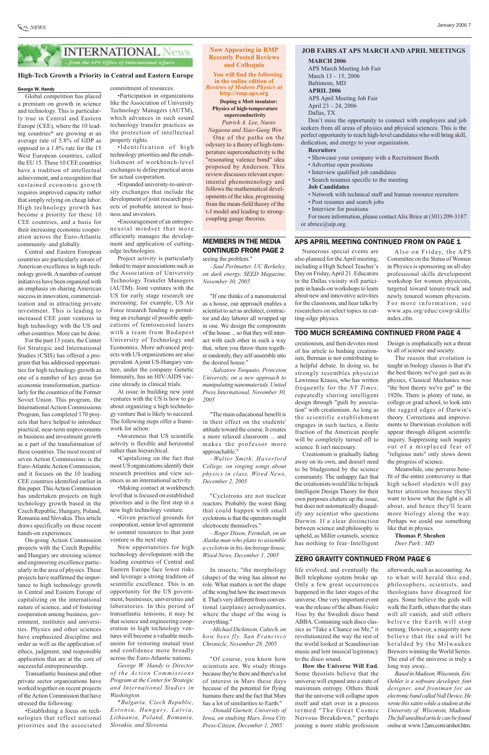## INTERNATIONAL News

*...from the APS Office of International Affairs*

### High-Tech Growth a Priority in Central and Eastern Europe

**George W. Handy**

Global competition has placed a premium on growth in science and technology. This is particularly true in Central and Eastern Europe (CEE), where the 10 leading countries* are growing at an average rate of 5.8% of GDP as opposed to a 1.8% rate for the 15 West European countries, called the EU 15. These 10 CEE countries have a tradition of intellectual achievement, and a recognition that sustained economic growth requires improved capacity rather that simply relying on cheap labor. High technology growth has become a priority for these 10 CEE countries, and a basis for their increasing economic cooperation across the Euro-Atlantic community–and globally.

Central and Eastern European countries are particularly aware of American excellence in high technology growth. A number of current initiatives have been organized with an emphasis on sharing American success in innovation, commercialization and in attracting private investment. This is leading to increased CEE joint ventures in high technology with the US and other countries. More can be done.

For the past 13 years, the Center for Strategic and International Studies (CSIS) has offered a program that has addressed opportunities for high technology growth as one of a number of key areas for economic transformation, particularly for the countries of the Former Soviet Union. This program, the International Action Commissions Program, has completed 170 projects that have helped to introduce practical, near-term improvements in business and investment growth as a part of the transformation of these countries. The most recent of seven Action Commissions is the Euro-Atlantic Action Commission, and it focuses on the 10 leading CEE countries identified earlier in this paper. This Action Commission has undertaken projects on high technology growth based in the Czech Republic, Hungary, Poland, Romania and Slovakia. This article draws specifically on these recent hands-on experiences.

On-going Action Commission projects with the Czech Republic and Hungary are stressing science and engineering excellence particularly in the area of physics. These projects have reaffirmed the importance to high technology growth in Central and Eastern Europe of capitalizing on the international nature of science, and of fostering cooperation among business, government, institutes and universities. Physics and other sciences have emphasized discipline and order as well as the application of ethics, judgment, and responsible application that are at the core of successful entrepreneurship.

Transatlantic business and other private sector organizations have worked together on recent projects of the Action Commission that have stressed the following:

- Establishing a focus on technologies that reflect national priorities and the associated commitment of resources.
- Participation in organizations like the Association of University Technology Managers (AUTM), which advances in such sound technology transfer practices as the protection of intellectual property rights.
- Identification of high technology priorities and the establishment of workbench-level exchanges to define practical areas for actual cooperation.
- Expanded university-to-university exchanges that include the development of joint research projects of probable interest to business and investors.
- Encouragement of an entrepreneurial mindset that more efficiently manages the development and application of cutting-edge technologies.

Project activity is particularly linked to major associations such as the Association of University Technology Transfer Managers (AUTM). Joint ventures with the US for early stage research are increasing; for example, US Air Force research funding is permitting an exchange of possible applications of femtosecond lasers with a team from Budapest University of Technology and Economics. More advanced projects with US organizations are also prevalent. A joint US-Hungary venture, under the company Genetic Immunity, has an HIV/AIDS vaccine already in clinical trials.

At issue in building new joint ventures with the US is how to go about organizing a high technology venture that is likely to succeed. The following steps offer a framework for action:

- Awareness that US scientific activity is flexible and horizontal rather than hierarchical.
- Capitalizing on the fact that most US organizations identify their research priorities and view sciences as an international activity.
- Making contact at workbench level that is focused on established priorities and is the first step in a new high technology venture.
- Given practical grounds for cooperation, senior level agreement to commit resources to that joint venture is the next step.

New opportunities for high technology development with the leading countries of Central and Eastern Europe face lower risks and leverage a strong tradition of scientific excellence. This is an opportunity for the US government, businesses, universities and laboratories. In this period of transatlantic tensions, it may be that science and engineering cooperation in high technology ventures will become a valuable mechanism for restoring mutual trust and confidence more broadly across the Euro-Atlantic nations.

*George W. Handy is Director of the Action Commissions Program at the Center for Strategic and International Studies in Washington.*

**Bulgaria, Czech Republic, Estonia, Hungary, Latvia, Lithuania, Poland, Romania, Slovakia, and Slovenia.*

---

### Now Appearing in RMP Recently Posted Reviews and Colloquia

**You will find the following in the online edition of *Reviews of Modern Physics* at http://rmp.aps.org**

**Doping a Mott insulator: Physics of high-temperature superconductivity**

*Patrick A. Lee, Naoto Nagaosa and Xiao-Gang Wen*

One of the paths on the odyssey to a theory of high-temperature superconductivity is the "resonating valence bond" idea proposed by Anderson. This review discusses relevant experimental phenomenology and follows the mathematical developments of the idea, progressing from the mean-field theory of the t-J model and leading to strong-coupling gauge theories.

---

### MEMBERS IN THE MEDIA CONTINUED FROM PAGE 2

seeing the problem."

*–Saul Perlmutter, UC Berkeley, on dark energy, SEED Magazine, November 30, 2005*

"If one thinks of a nanomaterial as a house, our approach enables a scientist to act as architect, contractor and day laborer all wrapped up in one. We design the components of the house ... so that they will interact with each other in such a way that, when you throw them together randomly, they self-assemble into the desired house."

*–Salvatore Torquato, Princeton University, on a new approach to manipulating nanomaterials, United Press International, November 30, 2005*

"The main educational benefit is in their effect on the students' attitude toward the course. It creates a more relaxed classroom ... and makes the professor more approachable."

*–Walter Smith, Haverford College, on singing songs about physics in class, Wired News, December 2, 2005*

"Cyclotrons are not nuclear reactors. Probably the worst thing that could happen with small cyclotrons is that the operators might electrocute themselves."

*–Roger Dixon, Fermilab, on an Alaska man who plans to assemble a cyclotron in his Anchorage house, Wired News, December 1, 2005*

"In insects, "the morphology (shape) of the wing has almost no role. What matters is not the shape of the wing but how the insect moves it. That's very different from conventional (airplane) aerodynamics, where the shape of the wing is everything."

*–Michael Dickinson, Caltech, on how bees fly, San Francisco Chronicle, November 28, 2005*

"Of course, you know how scientists are. We study things because they're there and there's a lot of interest in Mars these days because of the potential for flying humans there and the fact that Mars has a lot of similarities to Earth."

*–Donald Gurnett, University of Iowa, on studying Mars, Iowa City Press-Citizen, December 1, 2005*

---

### JOB FAIRS AT APS MARCH AND APRIL MEETINGS

**MARCH 2006**
APS March Meeting Job Fair
March 13 – 15, 2006
Baltimore, MD

**APRIL 2006**
APS April Meeting Job Fair
April 23 – 24, 2006
Dallas, TX

Don't miss the opportunity to connect with employers and job seekers from all areas of physics and physical sciences. This is the perfect opportunity to reach high-level candidates who will bring skill, dedication, and energy to your organization.

**Recruiters**

- Showcase your company with a Recruitment Booth
- Advertise open positions
- Interview qualified job candidates
- Search resumes specific to the meeting

**Job Candidates**

- Network with technical staff and human resource recruiters
- Post resumes and search jobs
- Interview for positions

For more information, please contact Alix Brice at (301) 209-3187 or abrice@aip.org.

---

### APS APRIL MEETING CONTINUED FROM ON PAGE 1

Numerous special events are also planned for the April meeting, including a High School Teacher's Day on Friday, April 21. Educators in the Dallas vicinity will participate in hands-on workshops to learn about new and innovative activities for the classroom, and hear talks by researchers on select topics in cutting-edge physics.

Also on Friday, the APS Committee on the Status of Women in Physics is sponsoring an all-day professional skills development workshop for women physicists, targeted toward tenure-track and newly tenured women physicists. For more information, see www.aps.org/educ/cswp/skills/index.cfm.

---

### TOO MUCH SCREAMING CONTINUED FROM PAGE 4

creationism, and then devotes most of his article to bashing creationism, Berman is not contributing to a helpful debate. In doing so, he strongly resembles physicist Lawrence Krauss, who has written frequently for the *NY Times*, repeatedly slurring intelligent design through "guilt by association" with creationism. As long as the scientific establishment engages in such tactics, a finite fraction of the American people will be completely turned off to science. It isn't necessary.

Creationism is gradually fading away on its own, and doesn't need to be bludgeoned by the science community. The unhappy fact that the creationists would like to hijack Intelligent Design Theory for their own purposes clutters up the issue, but does not automatically disqualify any scientist who questions Darwin. If a clear distinction between science and philosophy is upheld, as Miller counsels, science has nothing to fear–Intelligent Design is emphatically not a threat to all of science and society.

The reason that evolution is taught in biology classes is that it's the best theory we've got–just as in physics, Classical Mechanics was "the best theory we've got" in the 1920s. There is plenty of time, in college or grad school, to look into the ragged edges of Darwin's theory. Corrections and improvements to Darwinian evolution will appear through diligent scientific inquiry. Suppressing such inquiry out of a misplaced fear of "religious nuts" only slows down the progress of science.

Meanwhile, one perverse benefit of the entire controversy is that high school students will pay better attention because they'll want to know what the fight is all about, and hence they'll learn more biology along the way. Perhaps we could use something like that in physics.

**Thomas P. Sheahen**
*Deer Park , MD*

---

### ZERO GRAVITY CONTINUED FROM PAGE 6

life evolved, and eventually the Bell telephone system broke up. Only a few great occurrences happened in the later stages of the universe. One very important event was the release of the album *Voulez Vous* by the Swedish disco band ABBA. Containing such disco classics as "Take a Chance on Me," it revolutionized the way the rest of the world looked at Scandinavian music and lent musical legitimacy to the disco sound.

**How the Universe Will End.** Some theorists believe that the universe will expand into a state of maximum entropy. Others think that the universe will collapse upon itself and start over in a process termed "The Great Cosmic Nervous Breakdown," perhaps joining a more stable profession afterwards, such as accounting. As to what will herald this end, philosophers, scientists, and theologians have disagreed for ages. Some believe the gods will walk the Earth, others that the stars will all vanish, and still others believe the Earth will stop turning. However, a majority now believe that the end will be heralded by the Milwaukee Brewers winning the World Series. The end of the universe is truly a long way away...

*Based in Madison, Wisconsin, Eric Oehler is a software developer, font designer, and frontman for an electronic band called Null Device. He wrote this satire while a student at the University of Wisconsin, Madison. The full unedited article can be found online at* www.12am.com/arshot.htm.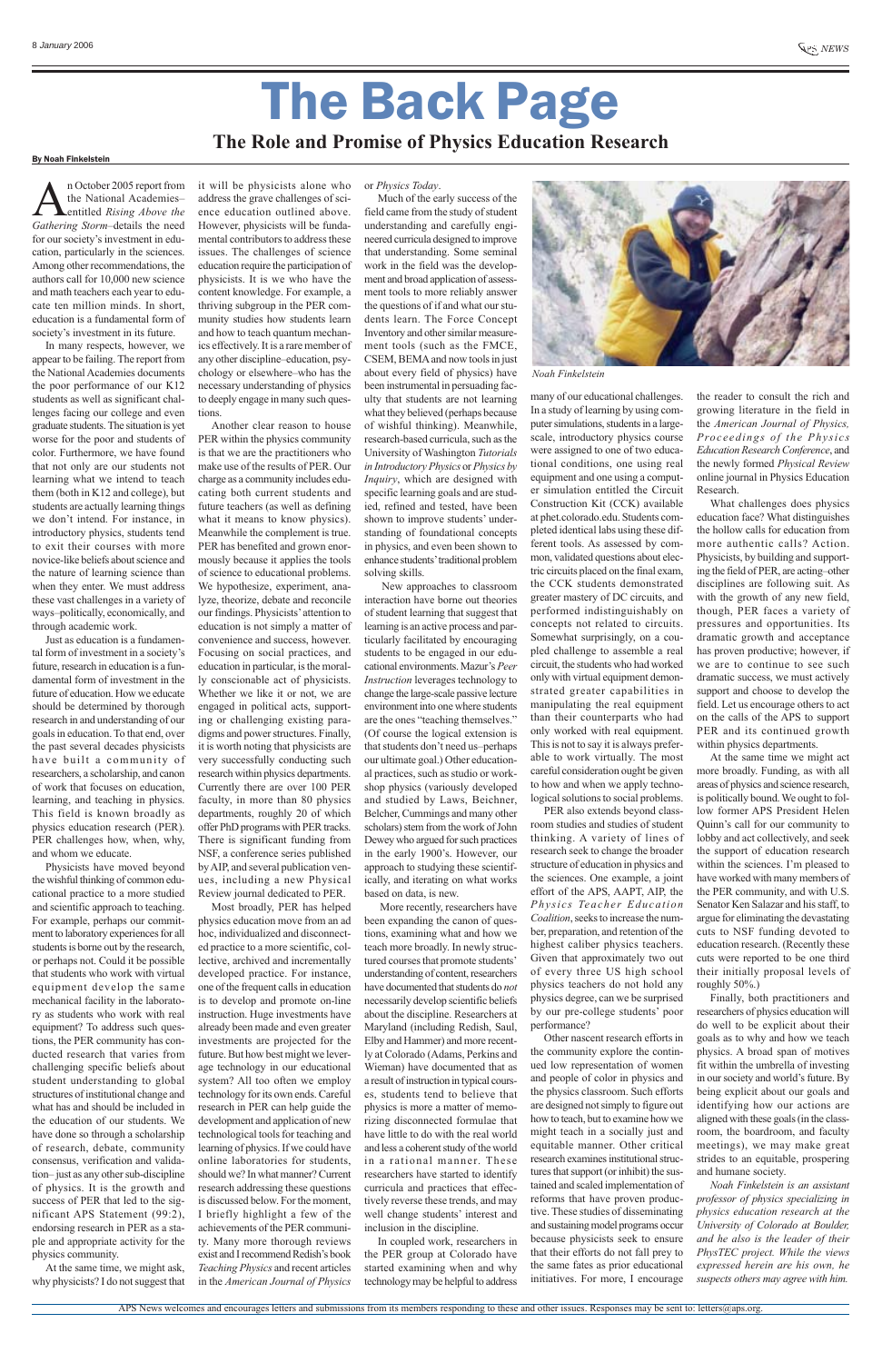# The Back Page

## The Role and Promise of Physics Education Research

**By Noah Finkelstein**

An October 2005 report from the National Academies–entitled *Rising Above the Gathering Storm*–details the need for our society's investment in education, particularly in the sciences. Among other recommendations, the authors call for 10,000 new science and math teachers each year to educate ten million minds. In short, education is a fundamental form of society's investment in its future.

In many respects, however, we appear to be failing. The report from the National Academies documents the poor performance of our K12 students as well as significant challenges facing our college and even graduate students. The situation is yet worse for the poor and students of color. Furthermore, we have found that not only are our students not learning what we intend to teach them (both in K12 and college), but students are actually learning things we don't intend. For instance, in introductory physics, students tend to exit their courses with more novice-like beliefs about science and the nature of learning science than when they enter. We must address these vast challenges in a variety of ways–politically, economically, and through academic work.

Just as education is a fundamental form of investment in a society's future, research in education is a fundamental form of investment in the future of education. How we educate should be determined by thorough research in and understanding of our goals in education. To that end, over the past several decades physicists have built a community of researchers, a scholarship, and canon of work that focuses on education, learning, and teaching in physics. This field is known broadly as physics education research (PER). PER challenges how, when, why, and whom we educate.

Physicists have moved beyond the wishful thinking of common educational practice to a more studied and scientific approach to teaching. For example, perhaps our commitment to laboratory experiences for all students is borne out by the research, or perhaps not. Could it be possible that students who work with virtual equipment develop the same mechanical facility in the laboratory as students who work with real equipment? To address such questions, the PER community has conducted research that varies from challenging specific beliefs about student understanding to global structures of institutional change and what has and should be included in the education of our students. We have done so through a scholarship of research, debate, community consensus, verification and validation– just as any other sub-discipline of physics. It is the growth and success of PER that led to the significant APS Statement (99:2), endorsing research in PER as a staple and appropriate activity for the physics community.

At the same time, we might ask, why physicists? I do not suggest that it will be physicists alone who address the grave challenges of science education outlined above. However, physicists will be fundamental contributors to address these issues. The challenges of science education require the participation of physicists. It is we who have the content knowledge. For example, a thriving subgroup in the PER community studies how students learn and how to teach quantum mechanics effectively. It is a rare member of any other discipline–education, psychology or elsewhere–who has the necessary understanding of physics to deeply engage in many such questions.

Another clear reason to house PER within the physics community is that we are the practitioners who make use of the results of PER. Our charge as a community includes educating both current students and future teachers (as well as defining what it means to know physics). Meanwhile the complement is true. PER has benefited and grown enormously because it applies the tools of science to educational problems. We hypothesize, experiment, analyze, theorize, debate and reconcile our findings. Physicists' attention to education is not simply a matter of convenience and success, however. Focusing on social practices, and education in particular, is the morally conscionable act of physicists. Whether we like it or not, we are engaged in political acts, supporting or challenging existing paradigms and power structures. Finally, it is worth noting that physicists are very successfully conducting such research within physics departments. Currently there are over 100 PER faculty, in more than 80 physics departments, roughly 20 of which offer PhD programs with PER tracks. There is significant funding from NSF, a conference series published by AIP, and several publication venues, including a new Physical Review journal dedicated to PER.

Most broadly, PER has helped physics education move from an ad hoc, individualized and disconnected practice to a more scientific, collective, archived and incrementally developed practice. For instance, one of the frequent calls in education is to develop and promote on-line instruction. Huge investments have already been made and even greater investments are projected for the future. But how best might we leverage technology in our educational system? All too often we employ technology for its own ends. Careful research in PER can help guide the development and application of new technological tools for teaching and learning of physics. If we could have online laboratories for students, should we? In what manner? Current research addressing these questions is discussed below. For the moment, I briefly highlight a few of the achievements of the PER community. Many more thorough reviews exist and I recommend Redish's book *Teaching Physics* and recent articles in the *American Journal of Physics* or *Physics Today*.

Much of the early success of the field came from the study of student understanding and carefully engineered curricula designed to improve that understanding. Some seminal work in the field was the development and broad application of assessment tools to more reliably answer the questions of if and what our students learn. The Force Concept Inventory and other similar measurement tools (such as the FMCE, CSEM, BEMA and now tools in just about every field of physics) have been instrumental in persuading faculty that students are not learning what they believed (perhaps because of wishful thinking). Meanwhile, research-based curricula, such as the University of Washington *Tutorials in Introductory Physics* or *Physics by Inquiry*, which are designed with specific learning goals and are studied, refined and tested, have been shown to improve students' understanding of foundational concepts in physics, and even been shown to enhance students' traditional problem solving skills.

New approaches to classroom interaction have borne out theories of student learning that suggest that learning is an active process and particularly facilitated by encouraging students to be engaged in our educational environments. Mazur's *Peer Instruction* leverages technology to change the large-scale passive lecture environment into one where students are the ones "teaching themselves." (Of course the logical extension is that students don't need us–perhaps our ultimate goal.) Other educational practices, such as studio or workshop physics (variously developed and studied by Laws, Beichner, Belcher, Cummings and many other scholars) stem from the work of John Dewey who argued for such practices in the early 1900's. However, our approach to studying these scientifically, and iterating on what works based on data, is new.

More recently, researchers have been expanding the canon of questions, examining what and how we teach more broadly. In newly structured courses that promote students' understanding of content, researchers have documented that students do *not* necessarily develop scientific beliefs about the discipline. Researchers at Maryland (including Redish, Saul, Elby and Hammer) and more recently at Colorado (Adams, Perkins and Wieman) have documented that as a result of instruction in typical courses, students tend to believe that physics is more a matter of memorizing disconnected formulae that have little to do with the real world and less a coherent study of the world in a rational manner. These researchers have started to identify curricula and practices that effectively reverse these trends, and may well change students' interest and inclusion in the discipline.

In coupled work, researchers in the PER group at Colorado have started examining when and why technology may be helpful to address many of our educational challenges. In a study of learning by using computer simulations, students in a large-scale, introductory physics course were assigned to one of two educational conditions, one using real equipment and one using a computer simulation entitled the Circuit Construction Kit (CCK) available at phet.colorado.edu. Students completed identical labs using these different tools. As assessed by common, validated questions about electric circuits placed on the final exam, the CCK students demonstrated greater mastery of DC circuits, and performed indistinguishably on concepts not related to circuits. Somewhat surprisingly, on a coupled challenge to assemble a real circuit, the students who had worked only with virtual equipment demonstrated greater capabilities in manipulating the real equipment than their counterparts who had only worked with real equipment. This is not to say it is always preferable to work virtually. The most careful consideration ought be given to how and when we apply technological solutions to social problems.

Noah Finkelstein

PER also extends beyond classroom studies and studies of student thinking. A variety of lines of research seek to change the broader structure of education in physics and the sciences. One example, a joint effort of the APS, AAPT, AIP, the *Physics Teacher Education Coalition*, seeks to increase the number, preparation, and retention of the highest caliber physics teachers. Given that approximately two out of every three US high school physics teachers do not hold any physics degree, can we be surprised by our pre-college students' poor performance?

Other nascent research efforts in the community explore the continued low representation of women and people of color in physics and the physics classroom. Such efforts are designed not simply to figure out how to teach, but to examine how we might teach in a socially just and equitable manner. Other critical research examines institutional structures that support (or inhibit) the sustained and scaled implementation of reforms that have proven productive. These studies of disseminating and sustaining model programs occur because physicists seek to ensure that their efforts do not fall prey to the same fates as prior educational initiatives. For more, I encourage the reader to consult the rich and growing literature in the field in the *American Journal of Physics*, *Proceedings of the Physics Education Research Conference*, and the newly formed *Physical Review* online journal in Physics Education Research.

What challenges does physics education face? What distinguishes the hollow calls for education from more authentic calls? Action. Physicists, by building and supporting the field of PER, are acting–other disciplines are following suit. As with the growth of any new field, though, PER faces a variety of pressures and opportunities. Its dramatic growth and acceptance has proven productive; however, if we are to continue to see such dramatic success, we must actively support and choose to develop the field. Let us encourage others to act on the calls of the APS to support PER and its continued growth within physics departments.

At the same time we might act more broadly. Funding, as with all areas of physics and science research, is politically bound. We ought to follow former APS President Helen Quinn's call for our community to lobby and act collectively, and seek the support of education research within the sciences. I'm pleased to have worked with many members of the PER community, and with U.S. Senator Ken Salazar and his staff, to support eliminating the devastating cuts to NSF funding devoted to education research. (Recently these cuts were reported to be one third their initially proposal levels of roughly 50%.)

Finally, both practitioners and researchers of physics education will do well to be explicit about their goals as to why and how we teach physics. A broad span of motives fit within the umbrella of investing in our society and world's future. By being explicit about our goals and identifying how our actions are aligned with these goals (in the classroom, the boardroom, and faculty meetings), we may make great strides to an equitable, prospering and humane society.

*Noah Finkelstein is an assistant professor of physics specializing in physics education research at the University of Colorado at Boulder, and he also is the leader of their PhysTEC project. While the views expressed herein are his own, he suspects others may agree with him.*

APS News welcomes and encourages letters and submissions from its members responding to these and other issues. Responses may be sent to: letters@aps.org.